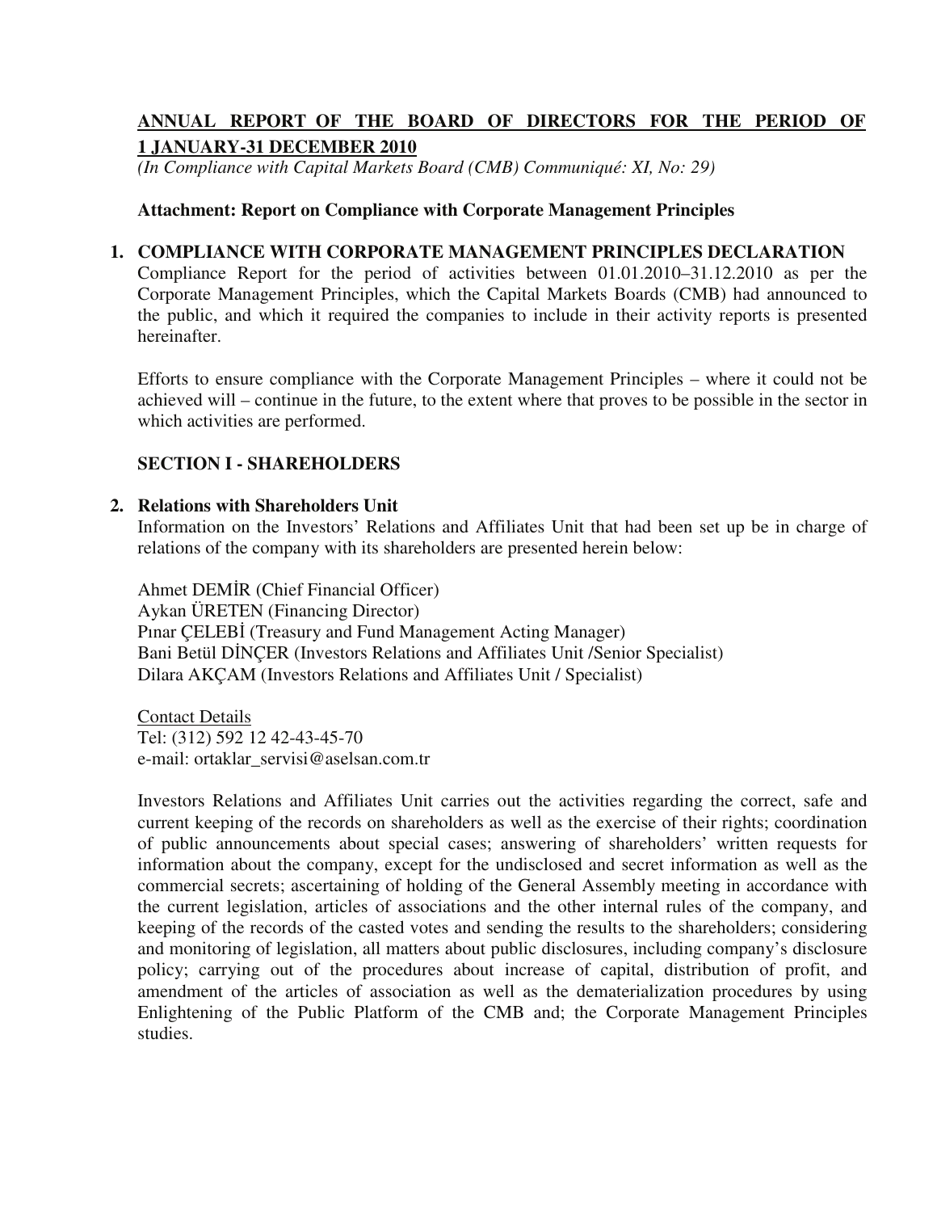# ANNUAL REPORT OF THE BOARD OF DIRECTORS FOR THE PERIOD OF 1 JANUARY-31 DECEMBER 2010

*(In Compliance with Capital Markets Board (CMB) Communiqué: XI, No: 29)*

**Attachment: Report on Compliance with Corporate Management Principles**

## 1. COMPLIANCE WITH CORPORATE MANAGEMENT PRINCIPLES DECLARATION

Compliance Report for the period of activities between 01.01.2010–31.12.2010 as per the Corporate Management Principles, which the Capital Markets Boards (CMB) had announced to the public, and which it required the companies to include in their activity reports is presented hereinafter.

Efforts to ensure compliance with the Corporate Management Principles – where it could not be achieved will – continue in the future, to the extent where that proves to be possible in the sector in which activities are performed.

## SECTION I - SHAREHOLDERS

### 2. Relations with Shareholders Unit

Information on the Investors' Relations and Affiliates Unit that had been set up be in charge of relations of the company with its shareholders are presented herein below:

Ahmet DEMİR (Chief Financial Officer)
Aykan ÜRETEN (Financing Director)
Pınar ÇELEBİ (Treasury and Fund Management Acting Manager)
Bani Betül DİNÇER (Investors Relations and Affiliates Unit /Senior Specialist)
Dilara AKÇAM (Investors Relations and Affiliates Unit / Specialist)

Contact Details
Tel: (312) 592 12 42-43-45-70
e-mail: ortaklar_servisi@aselsan.com.tr

Investors Relations and Affiliates Unit carries out the activities regarding the correct, safe and current keeping of the records on shareholders as well as the exercise of their rights; coordination of public announcements about special cases; answering of shareholders' written requests for information about the company, except for the undisclosed and secret information as well as the commercial secrets; ascertaining of holding of the General Assembly meeting in accordance with the current legislation, articles of associations and the other internal rules of the company, and keeping of the records of the casted votes and sending the results to the shareholders; considering and monitoring of legislation, all matters about public disclosures, including company's disclosure policy; carrying out of the procedures about increase of capital, distribution of profit, and amendment of the articles of association as well as the dematerialization procedures by using Enlightening of the Public Platform of the CMB and; the Corporate Management Principles studies.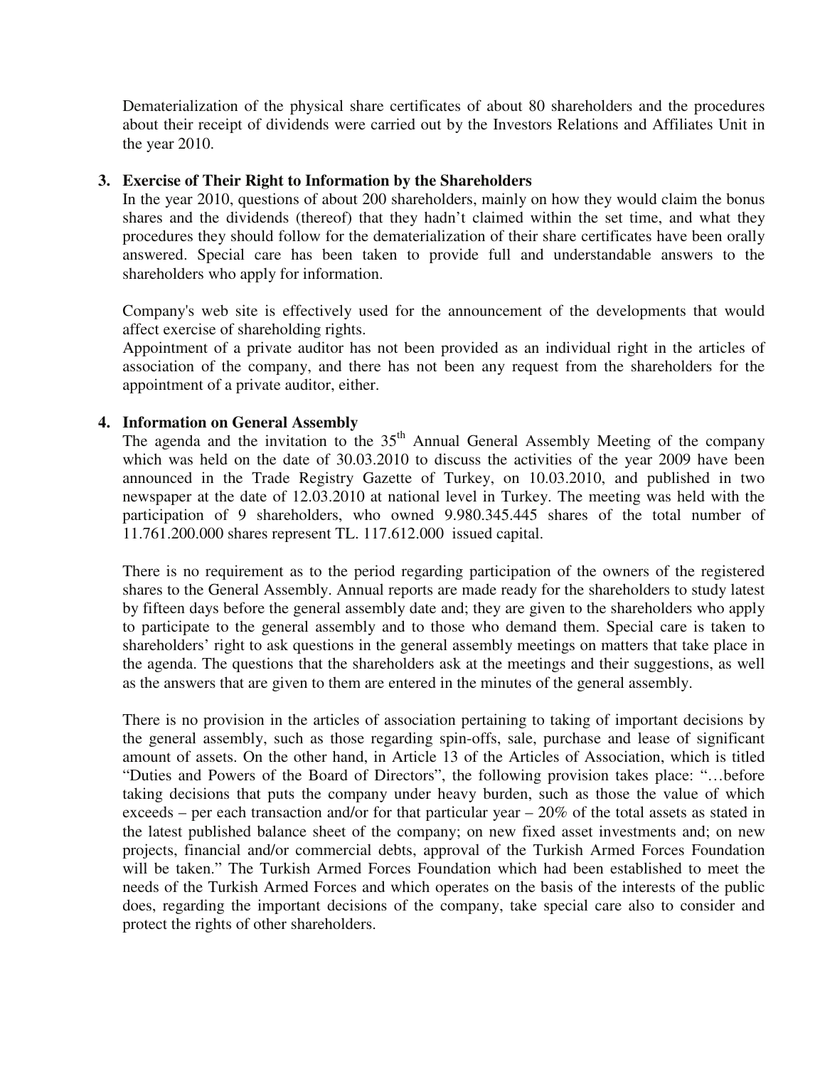Dematerialization of the physical share certificates of about 80 shareholders and the procedures about their receipt of dividends were carried out by the Investors Relations and Affiliates Unit in the year 2010.

## 3. Exercise of Their Right to Information by the Shareholders

In the year 2010, questions of about 200 shareholders, mainly on how they would claim the bonus shares and the dividends (thereof) that they hadn't claimed within the set time, and what they procedures they should follow for the dematerialization of their share certificates have been orally answered. Special care has been taken to provide full and understandable answers to the shareholders who apply for information.

Company's web site is effectively used for the announcement of the developments that would affect exercise of shareholding rights.
Appointment of a private auditor has not been provided as an individual right in the articles of association of the company, and there has not been any request from the shareholders for the appointment of a private auditor, either.

## 4. Information on General Assembly

The agenda and the invitation to the 35th Annual General Assembly Meeting of the company which was held on the date of 30.03.2010 to discuss the activities of the year 2009 have been announced in the Trade Registry Gazette of Turkey, on 10.03.2010, and published in two newspaper at the date of 12.03.2010 at national level in Turkey. The meeting was held with the participation of 9 shareholders, who owned 9.980.345.445 shares of the total number of 11.761.200.000 shares represent TL. 117.612.000 issued capital.

There is no requirement as to the period regarding participation of the owners of the registered shares to the General Assembly. Annual reports are made ready for the shareholders to study latest by fifteen days before the general assembly date and; they are given to the shareholders who apply to participate to the general assembly and to those who demand them. Special care is taken to shareholders' right to ask questions in the general assembly meetings on matters that take place in the agenda. The questions that the shareholders ask at the meetings and their suggestions, as well as the answers that are given to them are entered in the minutes of the general assembly.

There is no provision in the articles of association pertaining to taking of important decisions by the general assembly, such as those regarding spin-offs, sale, purchase and lease of significant amount of assets. On the other hand, in Article 13 of the Articles of Association, which is titled "Duties and Powers of the Board of Directors", the following provision takes place: "…before taking decisions that puts the company under heavy burden, such as those the value of which exceeds – per each transaction and/or for that particular year – 20% of the total assets as stated in the latest published balance sheet of the company; on new fixed asset investments and; on new projects, financial and/or commercial debts, approval of the Turkish Armed Forces Foundation will be taken." The Turkish Armed Forces Foundation which had been established to meet the needs of the Turkish Armed Forces and which operates on the basis of the interests of the public does, regarding the important decisions of the company, take special care also to consider and protect the rights of other shareholders.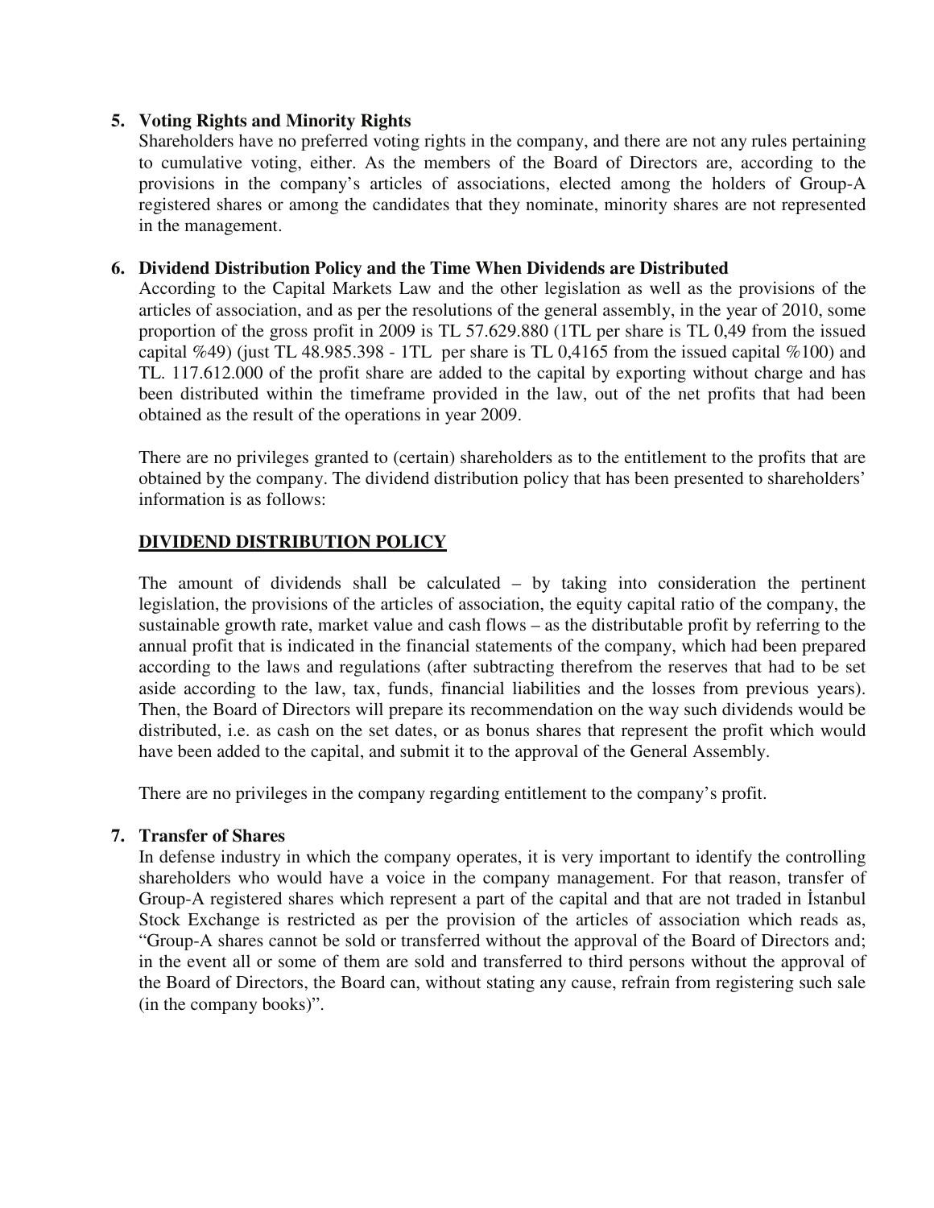## 5. Voting Rights and Minority Rights

Shareholders have no preferred voting rights in the company, and there are not any rules pertaining to cumulative voting, either. As the members of the Board of Directors are, according to the provisions in the company's articles of associations, elected among the holders of Group-A registered shares or among the candidates that they nominate, minority shares are not represented in the management.

## 6. Dividend Distribution Policy and the Time When Dividends are Distributed

According to the Capital Markets Law and the other legislation as well as the provisions of the articles of association, and as per the resolutions of the general assembly, in the year of 2010, some proportion of the gross profit in 2009 is TL 57.629.880 (1TL per share is TL 0,49 from the issued capital %49) (just TL 48.985.398 - 1TL per share is TL 0,4165 from the issued capital %100) and TL. 117.612.000 of the profit share are added to the capital by exporting without charge and has been distributed within the timeframe provided in the law, out of the net profits that had been obtained as the result of the operations in year 2009.

There are no privileges granted to (certain) shareholders as to the entitlement to the profits that are obtained by the company. The dividend distribution policy that has been presented to shareholders' information is as follows:

**DIVIDEND DISTRIBUTION POLICY**

The amount of dividends shall be calculated – by taking into consideration the pertinent legislation, the provisions of the articles of association, the equity capital ratio of the company, the sustainable growth rate, market value and cash flows – as the distributable profit by referring to the annual profit that is indicated in the financial statements of the company, which had been prepared according to the laws and regulations (after subtracting therefrom the reserves that had to be set aside according to the law, tax, funds, financial liabilities and the losses from previous years). Then, the Board of Directors will prepare its recommendation on the way such dividends would be distributed, i.e. as cash on the set dates, or as bonus shares that represent the profit which would have been added to the capital, and submit it to the approval of the General Assembly.

There are no privileges in the company regarding entitlement to the company's profit.

## 7. Transfer of Shares

In defense industry in which the company operates, it is very important to identify the controlling shareholders who would have a voice in the company management. For that reason, transfer of Group-A registered shares which represent a part of the capital and that are not traded in İstanbul Stock Exchange is restricted as per the provision of the articles of association which reads as, "Group-A shares cannot be sold or transferred without the approval of the Board of Directors and; in the event all or some of them are sold and transferred to third persons without the approval of the Board of Directors, the Board can, without stating any cause, refrain from registering such sale (in the company books)".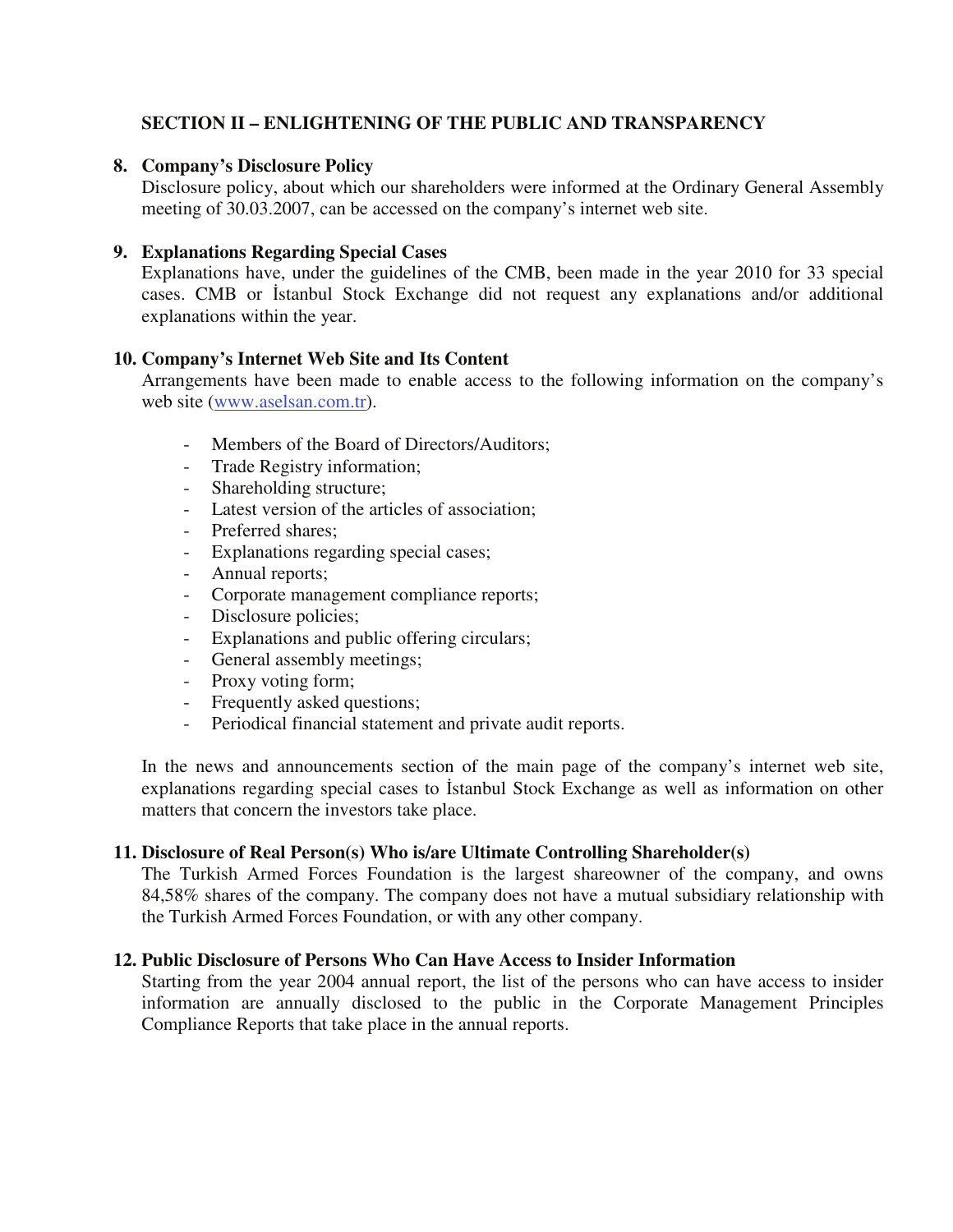## SECTION II – ENLIGHTENING OF THE PUBLIC AND TRANSPARENCY

### 8. Company's Disclosure Policy

Disclosure policy, about which our shareholders were informed at the Ordinary General Assembly meeting of 30.03.2007, can be accessed on the company's internet web site.

### 9. Explanations Regarding Special Cases

Explanations have, under the guidelines of the CMB, been made in the year 2010 for 33 special cases. CMB or İstanbul Stock Exchange did not request any explanations and/or additional explanations within the year.

### 10. Company's Internet Web Site and Its Content

Arrangements have been made to enable access to the following information on the company's web site (www.aselsan.com.tr).

- Members of the Board of Directors/Auditors;
- Trade Registry information;
- Shareholding structure;
- Latest version of the articles of association;
- Preferred shares;
- Explanations regarding special cases;
- Annual reports;
- Corporate management compliance reports;
- Disclosure policies;
- Explanations and public offering circulars;
- General assembly meetings;
- Proxy voting form;
- Frequently asked questions;
- Periodical financial statement and private audit reports.

In the news and announcements section of the main page of the company's internet web site, explanations regarding special cases to İstanbul Stock Exchange as well as information on other matters that concern the investors take place.

### 11. Disclosure of Real Person(s) Who is/are Ultimate Controlling Shareholder(s)

The Turkish Armed Forces Foundation is the largest shareowner of the company, and owns 84,58% shares of the company. The company does not have a mutual subsidiary relationship with the Turkish Armed Forces Foundation, or with any other company.

### 12. Public Disclosure of Persons Who Can Have Access to Insider Information

Starting from the year 2004 annual report, the list of the persons who can have access to insider information are annually disclosed to the public in the Corporate Management Principles Compliance Reports that take place in the annual reports.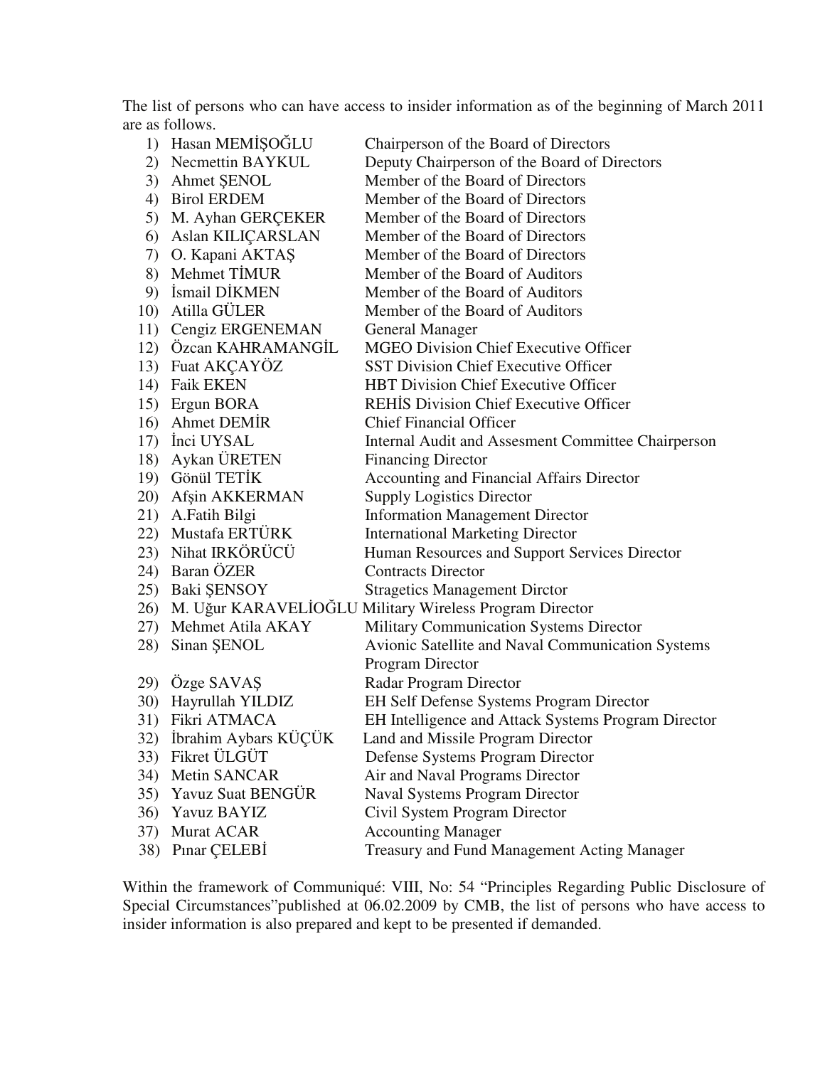The list of persons who can have access to insider information as of the beginning of March 2011 are as follows.

1) Hasan MEMİŞOĞLU Chairperson of the Board of Directors
2) Necmettin BAYKUL Deputy Chairperson of the Board of Directors
3) Ahmet ŞENOL Member of the Board of Directors
4) Birol ERDEM Member of the Board of Directors
5) M. Ayhan GERÇEKER Member of the Board of Directors
6) Aslan KILIÇARSLAN Member of the Board of Directors
7) O. Kapani AKTAŞ Member of the Board of Directors
8) Mehmet TİMUR Member of the Board of Auditors
9) İsmail DİKMEN Member of the Board of Auditors
10) Atilla GÜLER Member of the Board of Auditors
11) Cengiz ERGENEMAN General Manager
12) Özcan KAHRAMANGİL MGEO Division Chief Executive Officer
13) Fuat AKÇAYÖZ SST Division Chief Executive Officer
14) Faik EKEN HBT Division Chief Executive Officer
15) Ergun BORA REHİS Division Chief Executive Officer
16) Ahmet DEMİR Chief Financial Officer
17) İnci UYSAL Internal Audit and Assesment Committee Chairperson
18) Aykan ÜRETEN Financing Director
19) Gönül TETİK Accounting and Financial Affairs Director
20) Afşin AKKERMAN Supply Logistics Director
21) A.Fatih Bilgi Information Management Director
22) Mustafa ERTÜRK International Marketing Director
23) Nihat IRKÖRÜCÜ Human Resources and Support Services Director
24) Baran ÖZER Contracts Director
25) Baki ŞENSOY Stragetics Management Dirctor
26) M. Uğur KARAVELİOĞLU Military Wireless Program Director
27) Mehmet Atila AKAY Military Communication Systems Director
28) Sinan ŞENOL Avionic Satellite and Naval Communication Systems Program Director
29) Özge SAVAŞ Radar Program Director
30) Hayrullah YILDIZ EH Self Defense Systems Program Director
31) Fikri ATMACA EH Intelligence and Attack Systems Program Director
32) İbrahim Aybars KÜÇÜK Land and Missile Program Director
33) Fikret ÜLGÜT Defense Systems Program Director
34) Metin SANCAR Air and Naval Programs Director
35) Yavuz Suat BENGÜR Naval Systems Program Director
36) Yavuz BAYIZ Civil System Program Director
37) Murat ACAR Accounting Manager
38) Pınar ÇELEBİ Treasury and Fund Management Acting Manager

Within the framework of Communiqué: VIII, No: 54 "Principles Regarding Public Disclosure of Special Circumstances"published at 06.02.2009 by CMB, the list of persons who have access to insider information is also prepared and kept to be presented if demanded.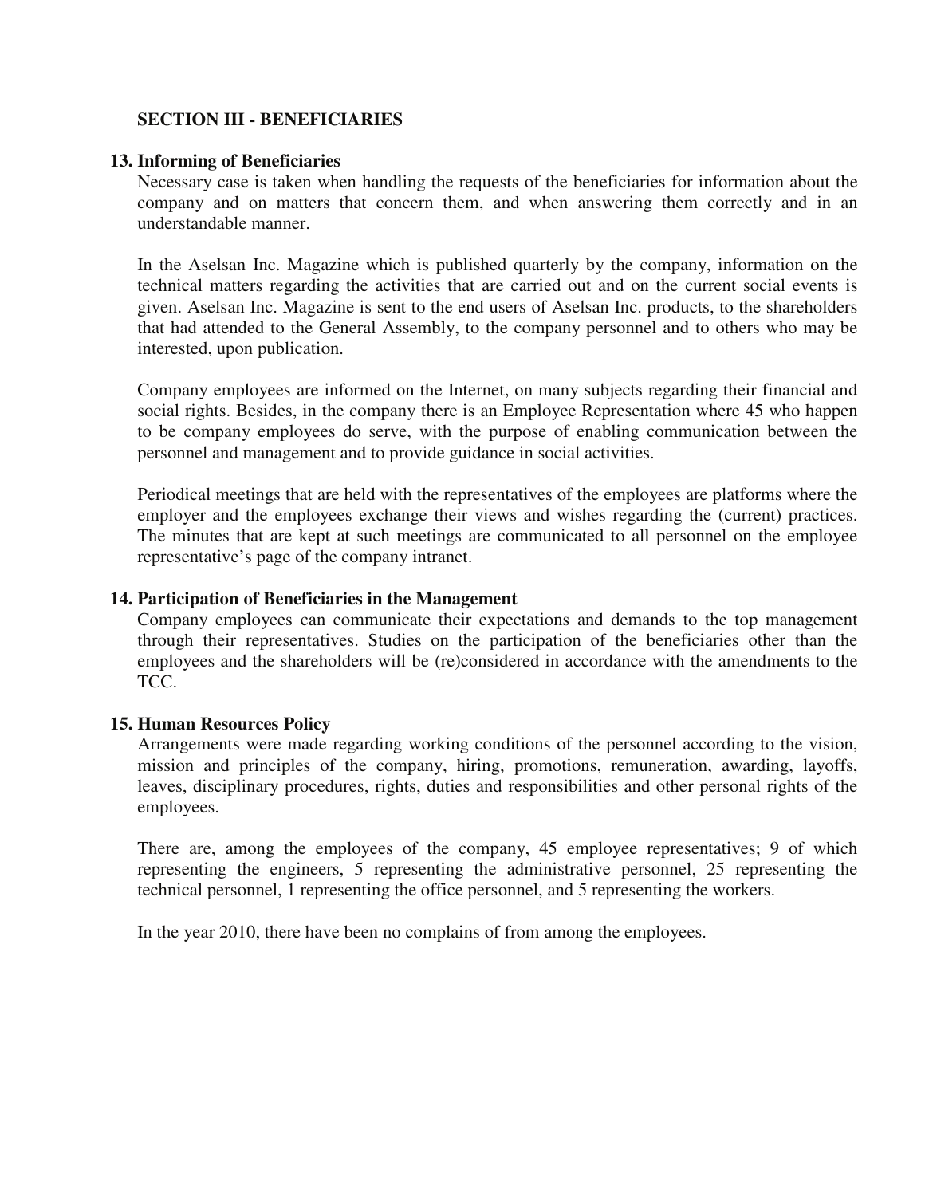## SECTION III - BENEFICIARIES

### 13. Informing of Beneficiaries

Necessary case is taken when handling the requests of the beneficiaries for information about the company and on matters that concern them, and when answering them correctly and in an understandable manner.

In the Aselsan Inc. Magazine which is published quarterly by the company, information on the technical matters regarding the activities that are carried out and on the current social events is given. Aselsan Inc. Magazine is sent to the end users of Aselsan Inc. products, to the shareholders that had attended to the General Assembly, to the company personnel and to others who may be interested, upon publication.

Company employees are informed on the Internet, on many subjects regarding their financial and social rights. Besides, in the company there is an Employee Representation where 45 who happen to be company employees do serve, with the purpose of enabling communication between the personnel and management and to provide guidance in social activities.

Periodical meetings that are held with the representatives of the employees are platforms where the employer and the employees exchange their views and wishes regarding the (current) practices. The minutes that are kept at such meetings are communicated to all personnel on the employee representative's page of the company intranet.

### 14. Participation of Beneficiaries in the Management

Company employees can communicate their expectations and demands to the top management through their representatives. Studies on the participation of the beneficiaries other than the employees and the shareholders will be (re)considered in accordance with the amendments to the TCC.

### 15. Human Resources Policy

Arrangements were made regarding working conditions of the personnel according to the vision, mission and principles of the company, hiring, promotions, remuneration, awarding, layoffs, leaves, disciplinary procedures, rights, duties and responsibilities and other personal rights of the employees.

There are, among the employees of the company, 45 employee representatives; 9 of which representing the engineers, 5 representing the administrative personnel, 25 representing the technical personnel, 1 representing the office personnel, and 5 representing the workers.

In the year 2010, there have been no complains of from among the employees.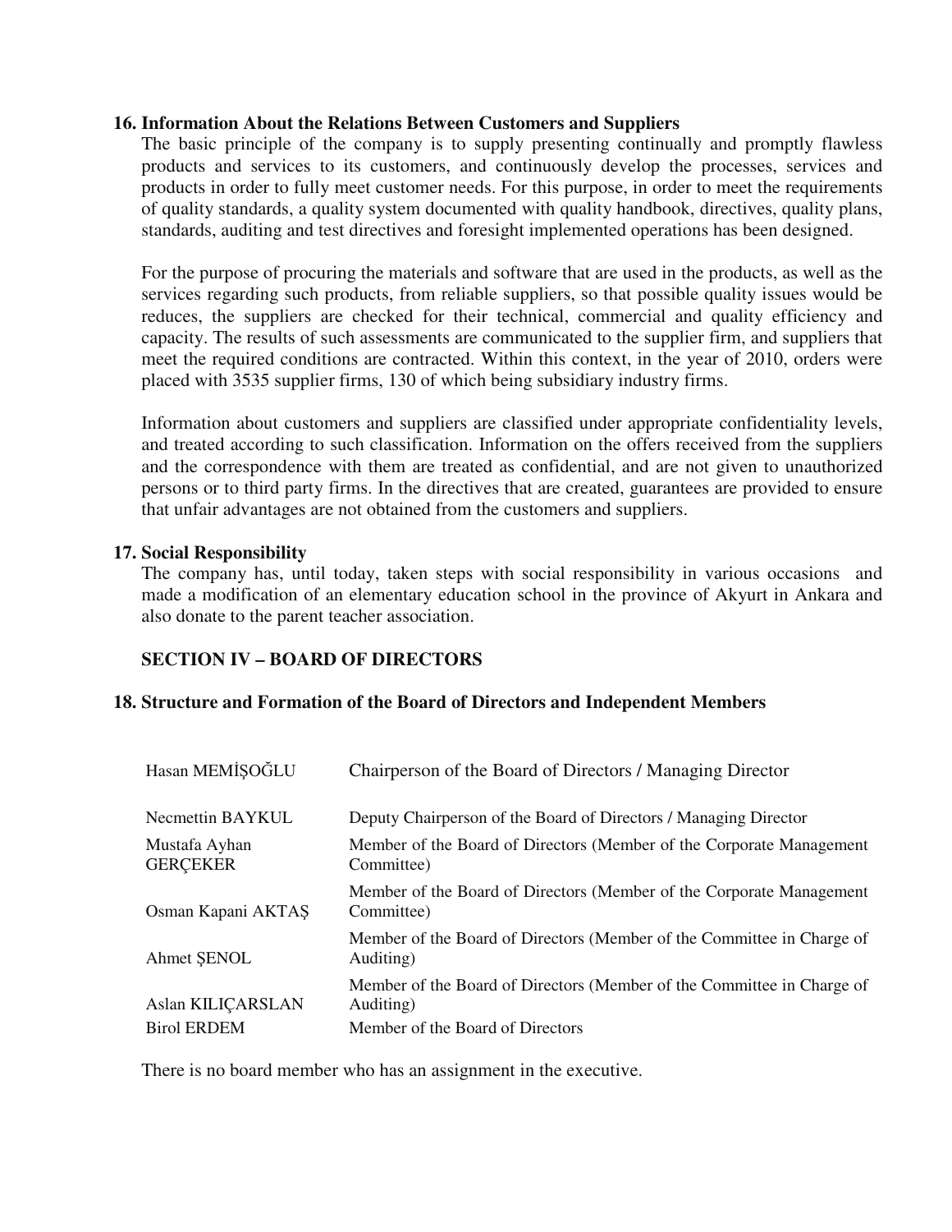## 16. Information About the Relations Between Customers and Suppliers

The basic principle of the company is to supply presenting continually and promptly flawless products and services to its customers, and continuously develop the processes, services and products in order to fully meet customer needs. For this purpose, in order to meet the requirements of quality standards, a quality system documented with quality handbook, directives, quality plans, standards, auditing and test directives and foresight implemented operations has been designed.

For the purpose of procuring the materials and software that are used in the products, as well as the services regarding such products, from reliable suppliers, so that possible quality issues would be reduces, the suppliers are checked for their technical, commercial and quality efficiency and capacity. The results of such assessments are communicated to the supplier firm, and suppliers that meet the required conditions are contracted. Within this context, in the year of 2010, orders were placed with 3535 supplier firms, 130 of which being subsidiary industry firms.

Information about customers and suppliers are classified under appropriate confidentiality levels, and treated according to such classification. Information on the offers received from the suppliers and the correspondence with them are treated as confidential, and are not given to unauthorized persons or to third party firms. In the directives that are created, guarantees are provided to ensure that unfair advantages are not obtained from the customers and suppliers.

## 17. Social Responsibility

The company has, until today, taken steps with social responsibility in various occasions and made a modification of an elementary education school in the province of Akyurt in Ankara and also donate to the parent teacher association.

# SECTION IV – BOARD OF DIRECTORS

## 18. Structure and Formation of the Board of Directors and Independent Members

| | |
|---|---|
| Hasan MEMİŞOĞLU | Chairperson of the Board of Directors / Managing Director |
| Necmettin BAYKUL | Deputy Chairperson of the Board of Directors / Managing Director |
| Mustafa Ayhan GERÇEKER | Member of the Board of Directors (Member of the Corporate Management Committee) |
| Osman Kapani AKTAŞ | Member of the Board of Directors (Member of the Corporate Management Committee) |
| Ahmet ŞENOL | Member of the Board of Directors (Member of the Committee in Charge of Auditing) |
| Aslan KILIÇARSLAN | Member of the Board of Directors (Member of the Committee in Charge of Auditing) |
| Birol ERDEM | Member of the Board of Directors |

There is no board member who has an assignment in the executive.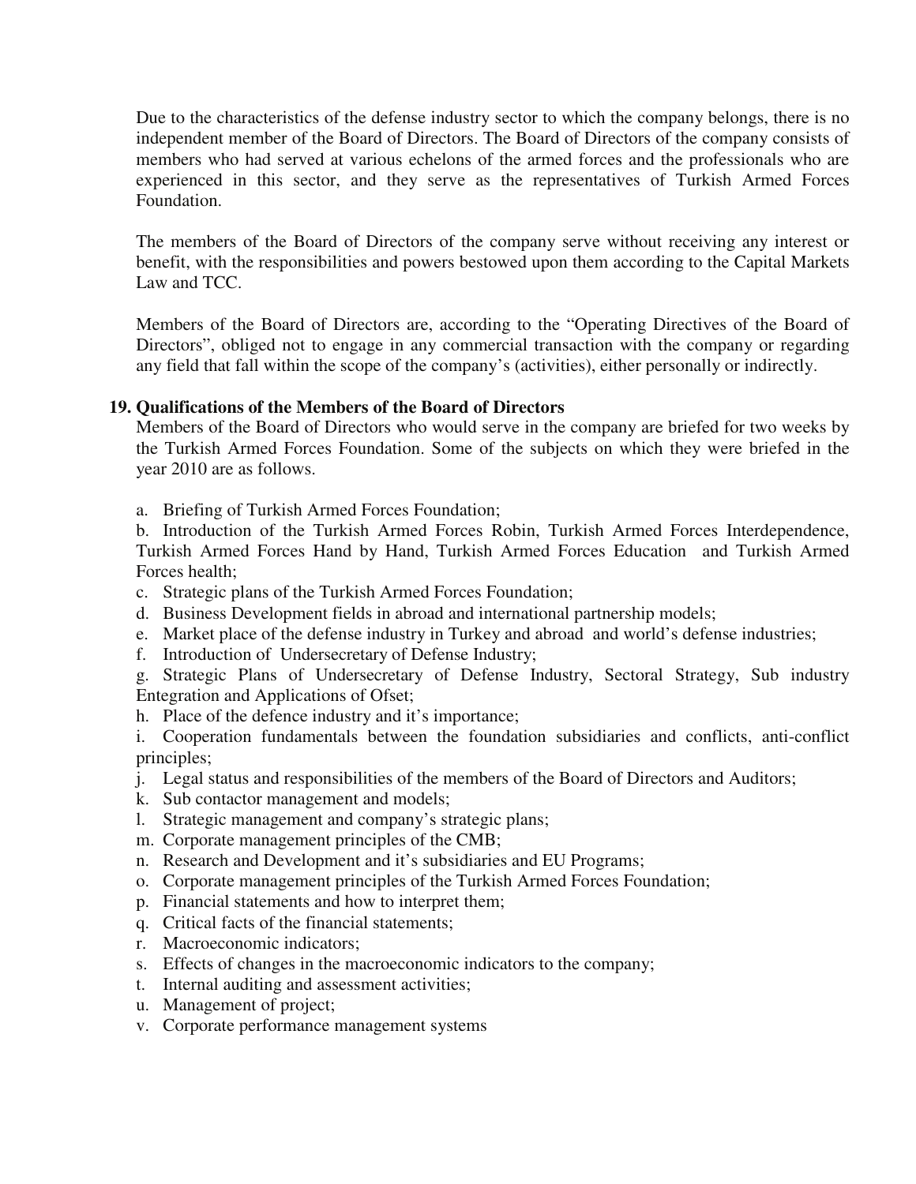Due to the characteristics of the defense industry sector to which the company belongs, there is no independent member of the Board of Directors. The Board of Directors of the company consists of members who had served at various echelons of the armed forces and the professionals who are experienced in this sector, and they serve as the representatives of Turkish Armed Forces Foundation.

The members of the Board of Directors of the company serve without receiving any interest or benefit, with the responsibilities and powers bestowed upon them according to the Capital Markets Law and TCC.

Members of the Board of Directors are, according to the "Operating Directives of the Board of Directors", obliged not to engage in any commercial transaction with the company or regarding any field that fall within the scope of the company's (activities), either personally or indirectly.

**19. Qualifications of the Members of the Board of Directors**

Members of the Board of Directors who would serve in the company are briefed for two weeks by the Turkish Armed Forces Foundation. Some of the subjects on which they were briefed in the year 2010 are as follows.

a. Briefing of Turkish Armed Forces Foundation;
b. Introduction of the Turkish Armed Forces Robin, Turkish Armed Forces Interdependence, Turkish Armed Forces Hand by Hand, Turkish Armed Forces Education and Turkish Armed Forces health;
c. Strategic plans of the Turkish Armed Forces Foundation;
d. Business Development fields in abroad and international partnership models;
e. Market place of the defense industry in Turkey and abroad and world's defense industries;
f. Introduction of Undersecretary of Defense Industry;
g. Strategic Plans of Undersecretary of Defense Industry, Sectoral Strategy, Sub industry Entegration and Applications of Ofset;
h. Place of the defence industry and it's importance;
i. Cooperation fundamentals between the foundation subsidiaries and conflicts, anti-conflict principles;
j. Legal status and responsibilities of the members of the Board of Directors and Auditors;
k. Sub contactor management and models;
l. Strategic management and company's strategic plans;
m. Corporate management principles of the CMB;
n. Research and Development and it's subsidiaries and EU Programs;
o. Corporate management principles of the Turkish Armed Forces Foundation;
p. Financial statements and how to interpret them;
q. Critical facts of the financial statements;
r. Macroeconomic indicators;
s. Effects of changes in the macroeconomic indicators to the company;
t. Internal auditing and assessment activities;
u. Management of project;
v. Corporate performance management systems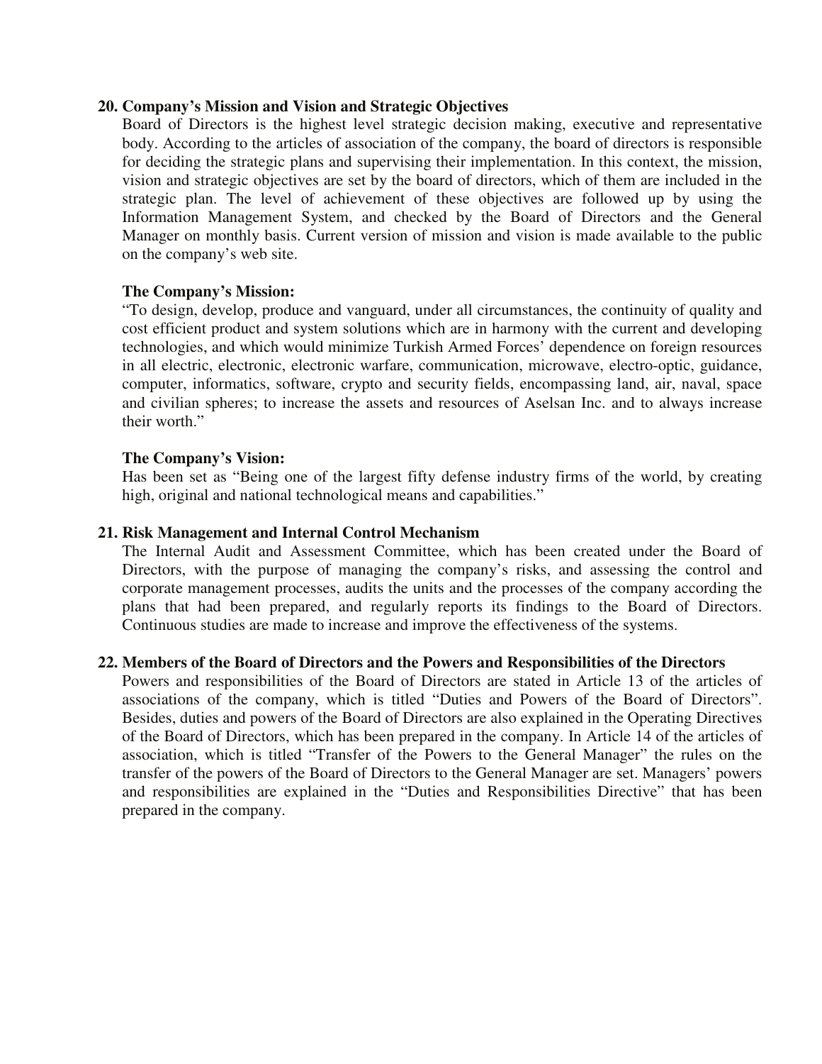## 20. Company's Mission and Vision and Strategic Objectives

Board of Directors is the highest level strategic decision making, executive and representative body. According to the articles of association of the company, the board of directors is responsible for deciding the strategic plans and supervising their implementation. In this context, the mission, vision and strategic objectives are set by the board of directors, which of them are included in the strategic plan. The level of achievement of these objectives are followed up by using the Information Management System, and checked by the Board of Directors and the General Manager on monthly basis. Current version of mission and vision is made available to the public on the company's web site.

**The Company's Mission:**

"To design, develop, produce and vanguard, under all circumstances, the continuity of quality and cost efficient product and system solutions which are in harmony with the current and developing technologies, and which would minimize Turkish Armed Forces' dependence on foreign resources in all electric, electronic, electronic warfare, communication, microwave, electro-optic, guidance, computer, informatics, software, crypto and security fields, encompassing land, air, naval, space and civilian spheres; to increase the assets and resources of Aselsan Inc. and to always increase their worth."

**The Company's Vision:**

Has been set as "Being one of the largest fifty defense industry firms of the world, by creating high, original and national technological means and capabilities."

## 21. Risk Management and Internal Control Mechanism

The Internal Audit and Assessment Committee, which has been created under the Board of Directors, with the purpose of managing the company's risks, and assessing the control and corporate management processes, audits the units and the processes of the company according the plans that had been prepared, and regularly reports its findings to the Board of Directors. Continuous studies are made to increase and improve the effectiveness of the systems.

## 22. Members of the Board of Directors and the Powers and Responsibilities of the Directors

Powers and responsibilities of the Board of Directors are stated in Article 13 of the articles of associations of the company, which is titled "Duties and Powers of the Board of Directors". Besides, duties and powers of the Board of Directors are also explained in the Operating Directives of the Board of Directors, which has been prepared in the company. In Article 14 of the articles of association, which is titled "Transfer of the Powers to the General Manager" the rules on the transfer of the powers of the Board of Directors to the General Manager are set. Managers' powers and responsibilities are explained in the "Duties and Responsibilities Directive" that has been prepared in the company.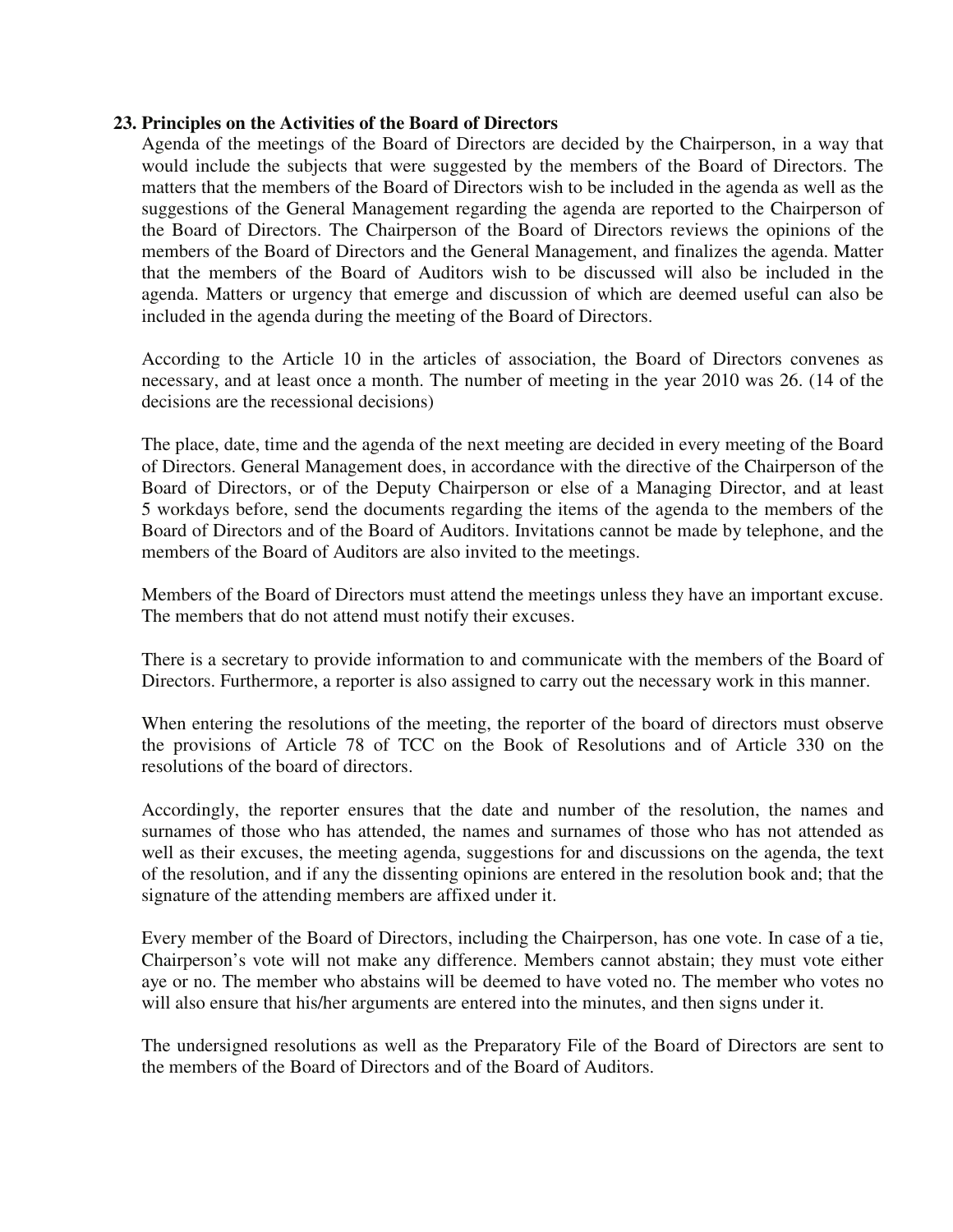### 23. Principles on the Activities of the Board of Directors

Agenda of the meetings of the Board of Directors are decided by the Chairperson, in a way that would include the subjects that were suggested by the members of the Board of Directors. The matters that the members of the Board of Directors wish to be included in the agenda as well as the suggestions of the General Management regarding the agenda are reported to the Chairperson of the Board of Directors. The Chairperson of the Board of Directors reviews the opinions of the members of the Board of Directors and the General Management, and finalizes the agenda. Matter that the members of the Board of Auditors wish to be discussed will also be included in the agenda. Matters or urgency that emerge and discussion of which are deemed useful can also be included in the agenda during the meeting of the Board of Directors.

According to the Article 10 in the articles of association, the Board of Directors convenes as necessary, and at least once a month. The number of meeting in the year 2010 was 26. (14 of the decisions are the recessional decisions)

The place, date, time and the agenda of the next meeting are decided in every meeting of the Board of Directors. General Management does, in accordance with the directive of the Chairperson of the Board of Directors, or of the Deputy Chairperson or else of a Managing Director, and at least 5 workdays before, send the documents regarding the items of the agenda to the members of the Board of Directors and of the Board of Auditors. Invitations cannot be made by telephone, and the members of the Board of Auditors are also invited to the meetings.

Members of the Board of Directors must attend the meetings unless they have an important excuse. The members that do not attend must notify their excuses.

There is a secretary to provide information to and communicate with the members of the Board of Directors. Furthermore, a reporter is also assigned to carry out the necessary work in this manner.

When entering the resolutions of the meeting, the reporter of the board of directors must observe the provisions of Article 78 of TCC on the Book of Resolutions and of Article 330 on the resolutions of the board of directors.

Accordingly, the reporter ensures that the date and number of the resolution, the names and surnames of those who has attended, the names and surnames of those who has not attended as well as their excuses, the meeting agenda, suggestions for and discussions on the agenda, the text of the resolution, and if any the dissenting opinions are entered in the resolution book and; that the signature of the attending members are affixed under it.

Every member of the Board of Directors, including the Chairperson, has one vote. In case of a tie, Chairperson's vote will not make any difference. Members cannot abstain; they must vote either aye or no. The member who abstains will be deemed to have voted no. The member who votes no will also ensure that his/her arguments are entered into the minutes, and then signs under it.

The undersigned resolutions as well as the Preparatory File of the Board of Directors are sent to the members of the Board of Directors and of the Board of Auditors.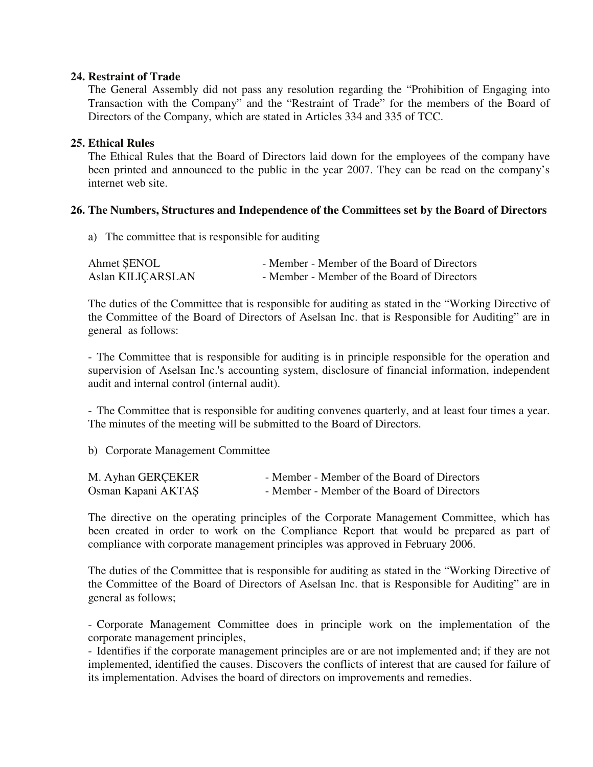**24. Restraint of Trade**

The General Assembly did not pass any resolution regarding the "Prohibition of Engaging into Transaction with the Company" and the "Restraint of Trade" for the members of the Board of Directors of the Company, which are stated in Articles 334 and 335 of TCC.

**25. Ethical Rules**

The Ethical Rules that the Board of Directors laid down for the employees of the company have been printed and announced to the public in the year 2007. They can be read on the company's internet web site.

**26. The Numbers, Structures and Independence of the Committees set by the Board of Directors**

a) The committee that is responsible for auditing

| | |
|---|---|
| Ahmet ŞENOL | - Member - Member of the Board of Directors |
| Aslan KILIÇARSLAN | - Member - Member of the Board of Directors |

The duties of the Committee that is responsible for auditing as stated in the "Working Directive of the Committee of the Board of Directors of Aselsan Inc. that is Responsible for Auditing" are in general as follows:

- The Committee that is responsible for auditing is in principle responsible for the operation and supervision of Aselsan Inc.'s accounting system, disclosure of financial information, independent audit and internal control (internal audit).

- The Committee that is responsible for auditing convenes quarterly, and at least four times a year. The minutes of the meeting will be submitted to the Board of Directors.

b) Corporate Management Committee

| | |
|---|---|
| M. Ayhan GERÇEKER | - Member - Member of the Board of Directors |
| Osman Kapani AKTAŞ | - Member - Member of the Board of Directors |

The directive on the operating principles of the Corporate Management Committee, which has been created in order to work on the Compliance Report that would be prepared as part of compliance with corporate management principles was approved in February 2006.

The duties of the Committee that is responsible for auditing as stated in the "Working Directive of the Committee of the Board of Directors of Aselsan Inc. that is Responsible for Auditing" are in general as follows;

- Corporate Management Committee does in principle work on the implementation of the corporate management principles,
- Identifies if the corporate management principles are or are not implemented and; if they are not implemented, identified the causes. Discovers the conflicts of interest that are caused for failure of its implementation. Advises the board of directors on improvements and remedies.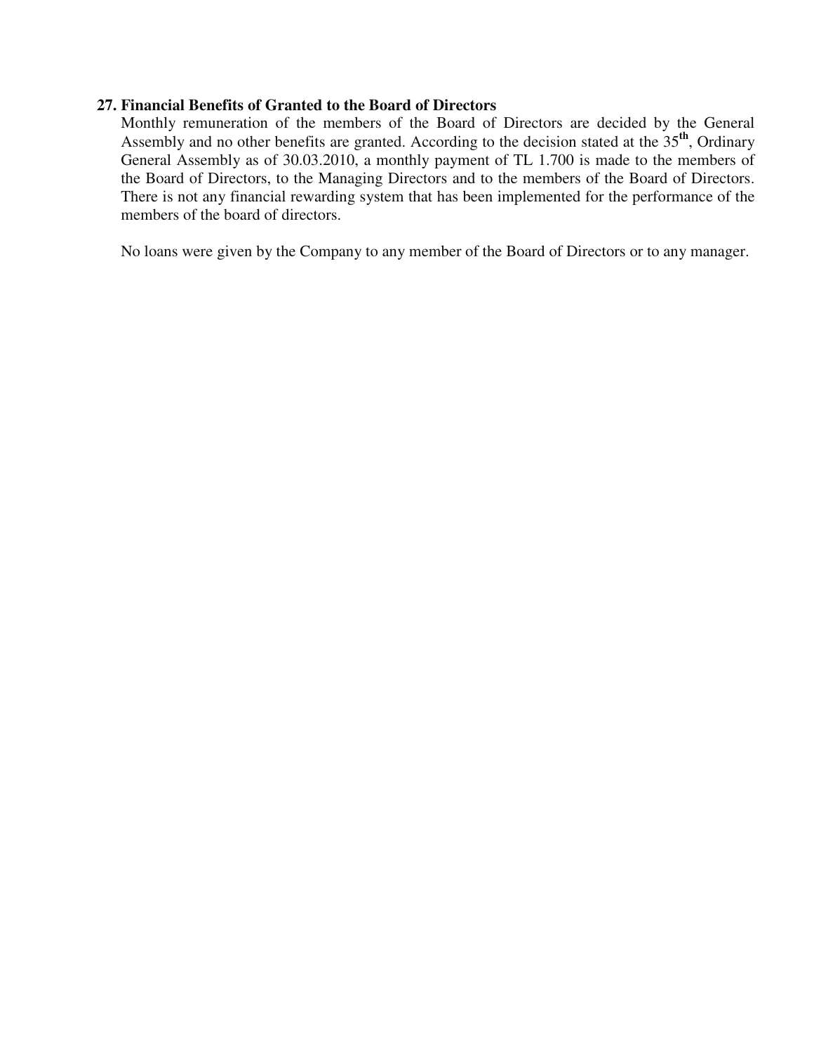**27. Financial Benefits of Granted to the Board of Directors**

Monthly remuneration of the members of the Board of Directors are decided by the General Assembly and no other benefits are granted. According to the decision stated at the 35th, Ordinary General Assembly as of 30.03.2010, a monthly payment of TL 1.700 is made to the members of the Board of Directors, to the Managing Directors and to the members of the Board of Directors. There is not any financial rewarding system that has been implemented for the performance of the members of the board of directors.

No loans were given by the Company to any member of the Board of Directors or to any manager.